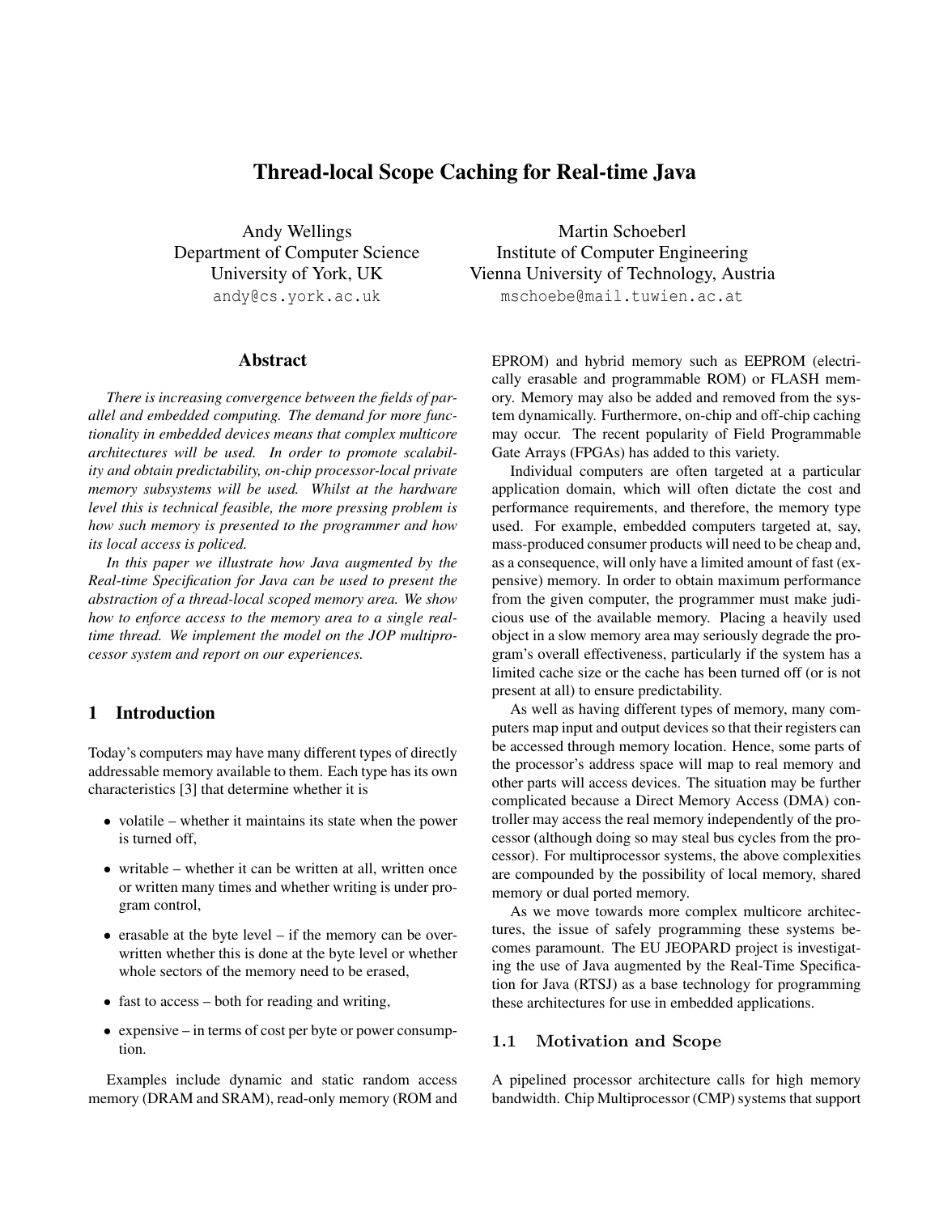# Thread-local Scope Caching for Real-time Java

Andy Wellings
Department of Computer Science
University of York, UK
andy@cs.york.ac.uk

Martin Schoeberl
Institute of Computer Engineering
Vienna University of Technology, Austria
mschoebe@mail.tuwien.ac.at

## Abstract

*There is increasing convergence between the fields of parallel and embedded computing. The demand for more functionality in embedded devices means that complex multicore architectures will be used. In order to promote scalability and obtain predictability, on-chip processor-local private memory subsystems will be used. Whilst at the hardware level this is technical feasible, the more pressing problem is how such memory is presented to the programmer and how its local access is policed.*

*In this paper we illustrate how Java augmented by the Real-time Specification for Java can be used to present the abstraction of a thread-local scoped memory area. We show how to enforce access to the memory area to a single real-time thread. We implement the model on the JOP multiprocessor system and report on our experiences.*

## 1 Introduction

Today's computers may have many different types of directly addressable memory available to them. Each type has its own characteristics [3] that determine whether it is

- volatile – whether it maintains its state when the power is turned off,
- writable – whether it can be written at all, written once or written many times and whether writing is under program control,
- erasable at the byte level – if the memory can be overwritten whether this is done at the byte level or whether whole sectors of the memory need to be erased,
- fast to access – both for reading and writing,
- expensive – in terms of cost per byte or power consumption.

Examples include dynamic and static random access memory (DRAM and SRAM), read-only memory (ROM and EPROM) and hybrid memory such as EEPROM (electrically erasable and programmable ROM) or FLASH memory. Memory may also be added and removed from the system dynamically. Furthermore, on-chip and off-chip caching may occur. The recent popularity of Field Programmable Gate Arrays (FPGAs) has added to this variety.

Individual computers are often targeted at a particular application domain, which will often dictate the cost and performance requirements, and therefore, the memory type used. For example, embedded computers targeted at, say, mass-produced consumer products will need to be cheap and, as a consequence, will only have a limited amount of fast (expensive) memory. In order to obtain maximum performance from the given computer, the programmer must make judicious use of the available memory. Placing a heavily used object in a slow memory area may seriously degrade the program's overall effectiveness, particularly if the system has a limited cache size or the cache has been turned off (or is not present at all) to ensure predictability.

As well as having different types of memory, many computers map input and output devices so that their registers can be accessed through memory location. Hence, some parts of the processor's address space will map to real memory and other parts will access devices. The situation may be further complicated because a Direct Memory Access (DMA) controller may access the real memory independently of the processor (although doing so may steal bus cycles from the processor). For multiprocessor systems, the above complexities are compounded by the possibility of local memory, shared memory or dual ported memory.

As we move towards more complex multicore architectures, the issue of safely programming these systems becomes paramount. The EU JEOPARD project is investigating the use of Java augmented by the Real-Time Specification for Java (RTSJ) as a base technology for programming these architectures for use in embedded applications.

### 1.1 Motivation and Scope

A pipelined processor architecture calls for high memory bandwidth. Chip Multiprocessor (CMP) systems that support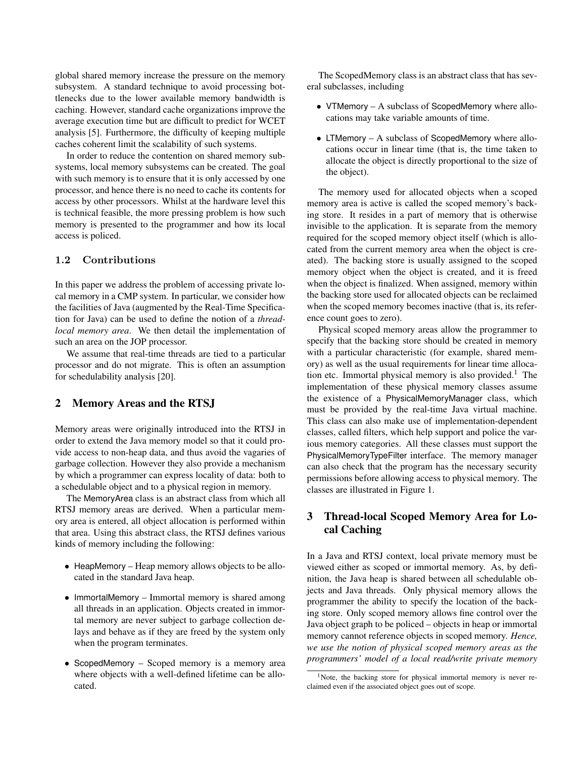global shared memory increase the pressure on the memory subsystem. A standard technique to avoid processing bottlenecks due to the lower available memory bandwidth is caching. However, standard cache organizations improve the average execution time but are difficult to predict for WCET analysis [5]. Furthermore, the difficulty of keeping multiple caches coherent limit the scalability of such systems.

In order to reduce the contention on shared memory subsystems, local memory subsystems can be created. The goal with such memory is to ensure that it is only accessed by one processor, and hence there is no need to cache its contents for access by other processors. Whilst at the hardware level this is technical feasible, the more pressing problem is how such memory is presented to the programmer and how its local access is policed.

### 1.2 Contributions

In this paper we address the problem of accessing private local memory in a CMP system. In particular, we consider how the facilities of Java (augmented by the Real-Time Specification for Java) can be used to define the notion of a *thread-local memory area*. We then detail the implementation of such an area on the JOP processor.

We assume that real-time threads are tied to a particular processor and do not migrate. This is often an assumption for schedulability analysis [20].

## 2 Memory Areas and the RTSJ

Memory areas were originally introduced into the RTSJ in order to extend the Java memory model so that it could provide access to non-heap data, and thus avoid the vagaries of garbage collection. However they also provide a mechanism by which a programmer can express locality of data: both to a schedulable object and to a physical region in memory.

The MemoryArea class is an abstract class from which all RTSJ memory areas are derived. When a particular memory area is entered, all object allocation is performed within that area. Using this abstract class, the RTSJ defines various kinds of memory including the following:

- HeapMemory – Heap memory allows objects to be allocated in the standard Java heap.
- ImmortalMemory – Immortal memory is shared among all threads in an application. Objects created in immortal memory are never subject to garbage collection delays and behave as if they are freed by the system only when the program terminates.
- ScopedMemory – Scoped memory is a memory area where objects with a well-defined lifetime can be allocated.

The ScopedMemory class is an abstract class that has several subclasses, including

- VTMemory – A subclass of ScopedMemory where allocations may take variable amounts of time.
- LTMemory – A subclass of ScopedMemory where allocations occur in linear time (that is, the time taken to allocate the object is directly proportional to the size of the object).

The memory used for allocated objects when a scoped memory area is active is called the scoped memory's backing store. It resides in a part of memory that is otherwise invisible to the application. It is separate from the memory required for the scoped memory object itself (which is allocated from the current memory area when the object is created). The backing store is usually assigned to the scoped memory object when the object is created, and it is freed when the object is finalized. When assigned, memory within the backing store used for allocated objects can be reclaimed when the scoped memory becomes inactive (that is, its reference count goes to zero).

Physical scoped memory areas allow the programmer to specify that the backing store should be created in memory with a particular characteristic (for example, shared memory) as well as the usual requirements for linear time allocation etc. Immortal physical memory is also provided.[1] The implementation of these physical memory classes assume the existence of a PhysicalMemoryManager class, which must be provided by the real-time Java virtual machine. This class can also make use of implementation-dependent classes, called filters, which help support and police the various memory categories. All these classes must support the PhysicalMemoryTypeFilter interface. The memory manager can also check that the program has the necessary security permissions before allowing access to physical memory. The classes are illustrated in Figure 1.

## 3 Thread-local Scoped Memory Area for Local Caching

In a Java and RTSJ context, local private memory must be viewed either as scoped or immortal memory. As, by definition, the Java heap is shared between all schedulable objects and Java threads. Only physical memory allows the programmer the ability to specify the location of the backing store. Only scoped memory allows fine control over the Java object graph to be policed – objects in heap or immortal memory cannot reference objects in scoped memory. *Hence, we use the notion of physical scoped memory areas as the programmers' model of a local read/write private memory*

[1] Note, the backing store for physical immortal memory is never reclaimed even if the associated object goes out of scope.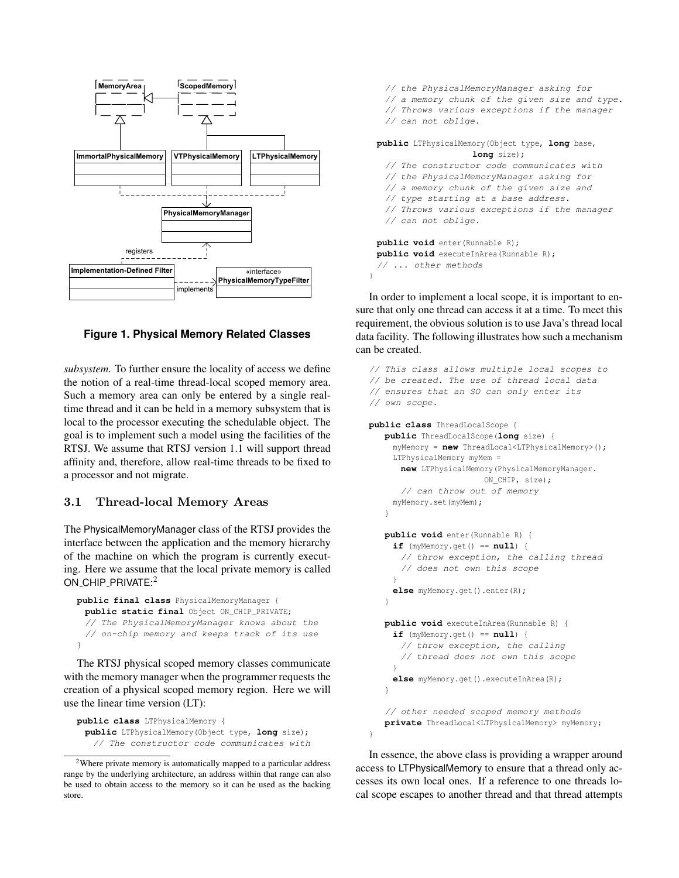**Figure 1. Physical Memory Related Classes**

*subsystem.* To further ensure the locality of access we define the notion of a real-time thread-local scoped memory area. Such a memory area can only be entered by a single real-time thread and it can be held in a memory subsystem that is local to the processor executing the schedulable object. The goal is to implement such a model using the facilities of the RTSJ. We assume that RTSJ version 1.1 will support thread affinity and, therefore, allow real-time threads to be fixed to a processor and not migrate.

### 3.1 Thread-local Memory Areas

The PhysicalMemoryManager class of the RTSJ provides the interface between the application and the memory hierarchy of the machine on which the program is currently executing. Here we assume that the local private memory is called ON_CHIP_PRIVATE:[2]

```
public final class PhysicalMemoryManager {
  public static final Object ON_CHIP_PRIVATE;
  // The PhysicalMemoryManager knows about the
  // on-chip memory and keeps track of its use
}
```

The RTSJ physical scoped memory classes communicate with the memory manager when the programmer requests the creation of a physical scoped memory region. Here we will use the linear time version (LT):

```
public class LTPhysicalMemory {
  public LTPhysicalMemory(Object type, long size);
    // The constructor code communicates with
    // the PhysicalMemoryManager asking for
    // a memory chunk of the given size and type.
    // Throws various exceptions if the manager
    // can not oblige.

  public LTPhysicalMemory(Object type, long base,
                    long size);
    // The constructor code communicates with
    // the PhysicalMemoryManager asking for
    // a memory chunk of the given size and
    // type starting at a base address.
    // Throws various exceptions if the manager
    // can not oblige.

  public void enter(Runnable R);
  public void executeInArea(Runnable R);
  // ... other methods
}
```

In order to implement a local scope, it is important to ensure that only one thread can access it at a time. To meet this requirement, the obvious solution is to use Java's thread local data facility. The following illustrates how such a mechanism can be created.

```
// This class allows multiple local scopes to
// be created. The use of thread local data
// ensures that an SO can only enter its
// own scope.

public class ThreadLocalScope {
   public ThreadLocalScope(long size) {
     myMemory = new ThreadLocal<LTPhysicalMemory>();
     LTPhysicalMemory myMem =
       new LTPhysicalMemory(PhysicalMemoryManager.
                         ON_CHIP, size);
       // can throw out of memory
     myMemory.set(myMem);
   }

   public void enter(Runnable R) {
     if (myMemory.get() == null) {
       // throw exception, the calling thread
       // does not own this scope
     }
     else myMemory.get().enter(R);
   }

   public void executeInArea(Runnable R) {
     if (myMemory.get() == null) {
       // throw exception, the calling
       // thread does not own this scope
     }
     else myMemory.get().executeInArea(R);
   }

   // other needed scoped memory methods
   private ThreadLocal<LTPhysicalMemory> myMemory;
}
```

In essence, the above class is providing a wrapper around access to LTPhysicalMemory to ensure that a thread only accesses its own local ones. If a reference to one threads local scope escapes to another thread and that thread attempts

[2]Where private memory is automatically mapped to a particular address range by the underlying architecture, an address within that range can also be used to obtain access to the memory so it can be used as the backing store.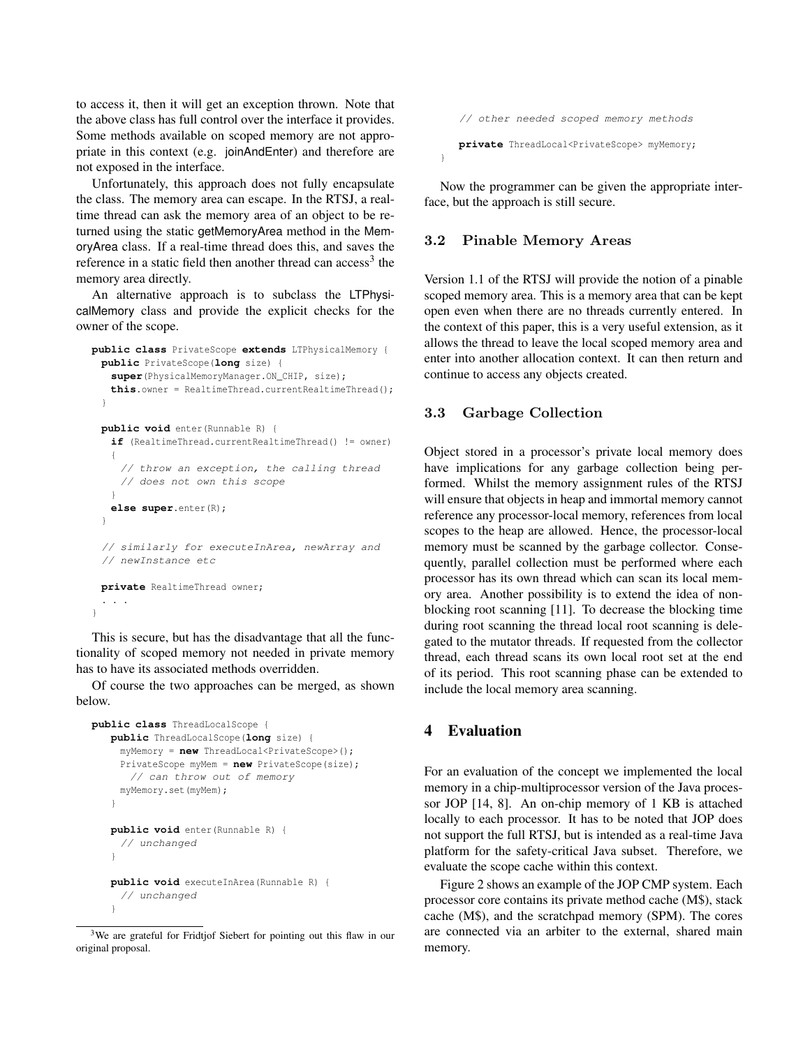to access it, then it will get an exception thrown. Note that the above class has full control over the interface it provides. Some methods available on scoped memory are not appropriate in this context (e.g. joinAndEnter) and therefore are not exposed in the interface.

Unfortunately, this approach does not fully encapsulate the class. The memory area can escape. In the RTSJ, a real-time thread can ask the memory area of an object to be returned using the static getMemoryArea method in the MemoryArea class. If a real-time thread does this, and saves the reference in a static field then another thread can access[3] the memory area directly.

An alternative approach is to subclass the LTPhysicalMemory class and provide the explicit checks for the owner of the scope.

```
public class PrivateScope extends LTPhysicalMemory {
  public PrivateScope(long size) {
    super(PhysicalMemoryManager.ON_CHIP, size);
    this.owner = RealtimeThread.currentRealtimeThread();
  }

  public void enter(Runnable R) {
    if (RealtimeThread.currentRealtimeThread() != owner)
    {
      // throw an exception, the calling thread
      // does not own this scope
    }
    else super.enter(R);
  }

  // similarly for executeInArea, newArray and
  // newInstance etc

  private RealtimeThread owner;
  . . .
}
```

This is secure, but has the disadvantage that all the functionality of scoped memory not needed in private memory has to have its associated methods overridden.

Of course the two approaches can be merged, as shown below.

```
public class ThreadLocalScope {
   public ThreadLocalScope(long size) {
     myMemory = new ThreadLocal<PrivateScope>();
     PrivateScope myMem = new PrivateScope(size);
       // can throw out of memory
     myMemory.set(myMem);
   }

   public void enter(Runnable R) {
     // unchanged
   }

   public void executeInArea(Runnable R) {
     // unchanged
   }

   // other needed scoped memory methods

   private ThreadLocal<PrivateScope> myMemory;
}
```

Now the programmer can be given the appropriate interface, but the approach is still secure.

### 3.2 Pinable Memory Areas

Version 1.1 of the RTSJ will provide the notion of a pinable scoped memory area. This is a memory area that can be kept open even when there are no threads currently entered. In the context of this paper, this is a very useful extension, as it allows the thread to leave the local scoped memory area and enter into another allocation context. It can then return and continue to access any objects created.

### 3.3 Garbage Collection

Object stored in a processor's private local memory does have implications for any garbage collection being performed. Whilst the memory assignment rules of the RTSJ will ensure that objects in heap and immortal memory cannot reference any processor-local memory, references from local scopes to the heap are allowed. Hence, the processor-local memory must be scanned by the garbage collector. Consequently, parallel collection must be performed where each processor has its own thread which can scan its local memory area. Another possibility is to extend the idea of non-blocking root scanning [11]. To decrease the blocking time during root scanning the thread local root scanning is delegated to the mutator threads. If requested from the collector thread, each thread scans its own local root set at the end of its period. This root scanning phase can be extended to include the local memory area scanning.

## 4 Evaluation

For an evaluation of the concept we implemented the local memory in a chip-multiprocessor version of the Java processor JOP [14, 8]. An on-chip memory of 1 KB is attached locally to each processor. It has to be noted that JOP does not support the full RTSJ, but is intended as a real-time Java platform for the safety-critical Java subset. Therefore, we evaluate the scope cache within this context.

Figure 2 shows an example of the JOP CMP system. Each processor core contains its private method cache (M$), stack cache (M$), and the scratchpad memory (SPM). The cores are connected via an arbiter to the external, shared main memory.

[3] We are grateful for Fridtjof Siebert for pointing out this flaw in our original proposal.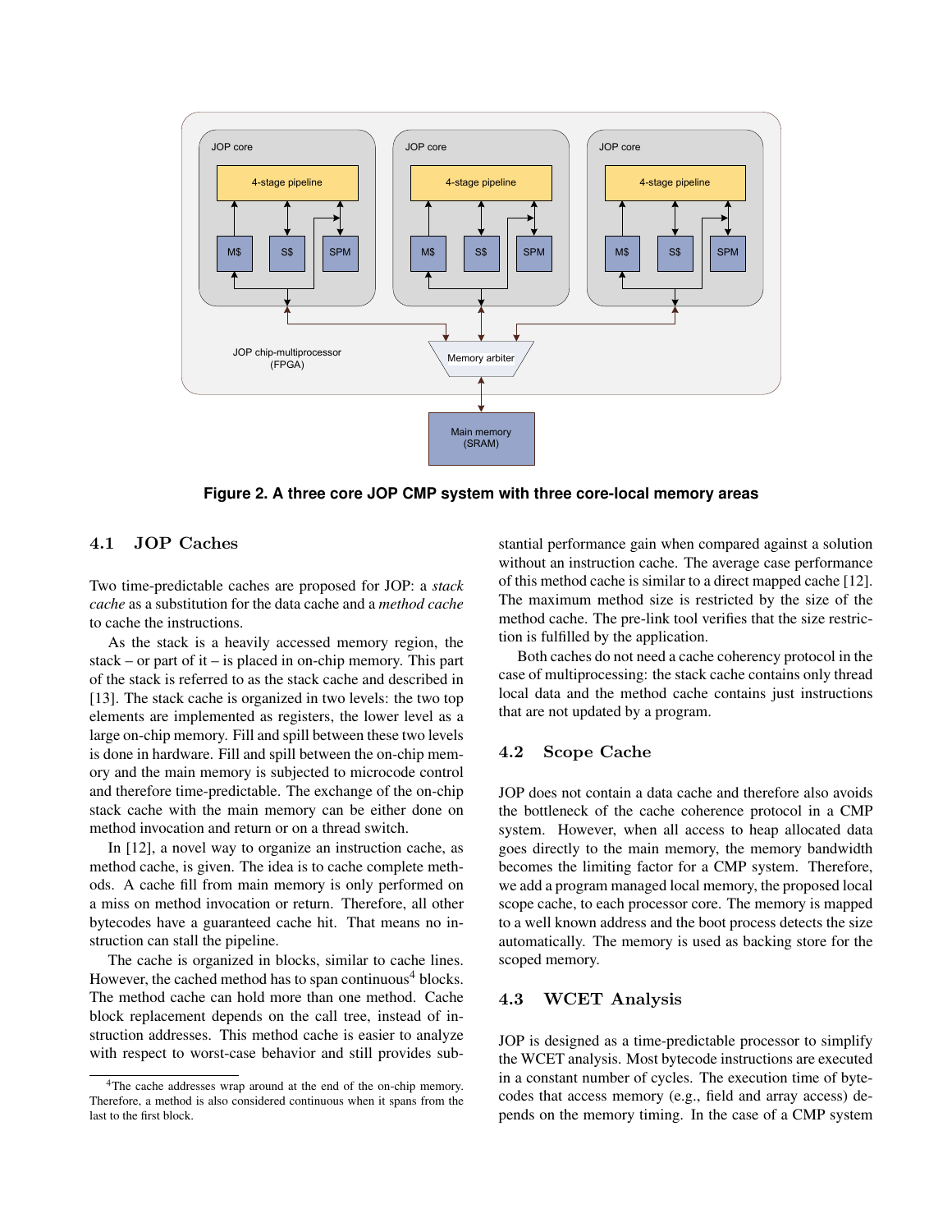Figure 2. A three core JOP CMP system with three core-local memory areas

### 4.1 JOP Caches

Two time-predictable caches are proposed for JOP: a *stack cache* as a substitution for the data cache and a *method cache* to cache the instructions.

As the stack is a heavily accessed memory region, the stack – or part of it – is placed in on-chip memory. This part of the stack is referred to as the stack cache and described in [13]. The stack cache is organized in two levels: the two top elements are implemented as registers, the lower level as a large on-chip memory. Fill and spill between these two levels is done in hardware. Fill and spill between the on-chip memory and the main memory is subjected to microcode control and therefore time-predictable. The exchange of the on-chip stack cache with the main memory can be either done on method invocation and return or on a thread switch.

In [12], a novel way to organize an instruction cache, as method cache, is given. The idea is to cache complete methods. A cache fill from main memory is only performed on a miss on method invocation or return. Therefore, all other bytecodes have a guaranteed cache hit. That means no instruction can stall the pipeline.

The cache is organized in blocks, similar to cache lines. However, the cached method has to span continuous[4] blocks. The method cache can hold more than one method. Cache block replacement depends on the call tree, instead of instruction addresses. This method cache is easier to analyze with respect to worst-case behavior and still provides substantial performance gain when compared against a solution without an instruction cache. The average case performance of this method cache is similar to a direct mapped cache [12]. The maximum method size is restricted by the size of the method cache. The pre-link tool verifies that the size restriction is fulfilled by the application.

Both caches do not need a cache coherency protocol in the case of multiprocessing: the stack cache contains only thread local data and the method cache contains just instructions that are not updated by a program.

[4] The cache addresses wrap around at the end of the on-chip memory. Therefore, a method is also considered continuous when it spans from the last to the first block.

### 4.2 Scope Cache

JOP does not contain a data cache and therefore also avoids the bottleneck of the cache coherence protocol in a CMP system. However, when all access to heap allocated data goes directly to the main memory, the memory bandwidth becomes the limiting factor for a CMP system. Therefore, we add a program managed local memory, the proposed local scope cache, to each processor core. The memory is mapped to a well known address and the boot process detects the size automatically. The memory is used as backing store for the scoped memory.

### 4.3 WCET Analysis

JOP is designed as a time-predictable processor to simplify the WCET analysis. Most bytecode instructions are executed in a constant number of cycles. The execution time of bytecodes that access memory (e.g., field and array access) depends on the memory timing. In the case of a CMP system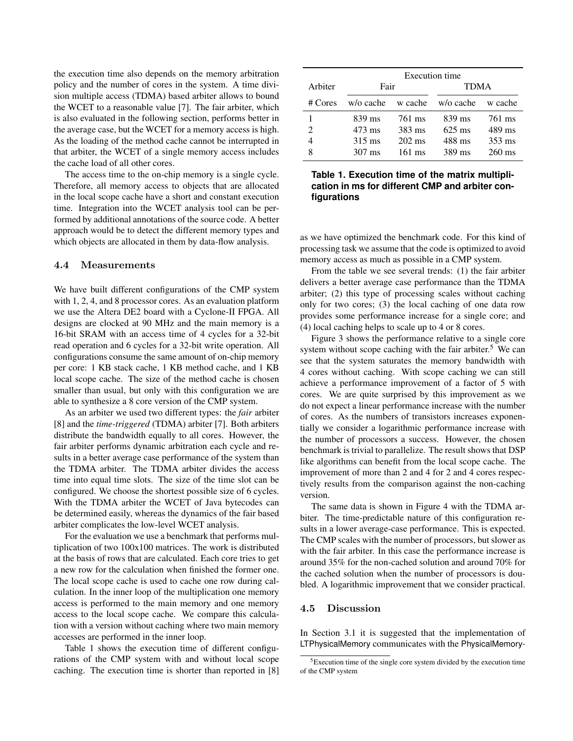the execution time also depends on the memory arbitration policy and the number of cores in the system. A time division multiple access (TDMA) based arbiter allows to bound the WCET to a reasonable value [7]. The fair arbiter, which is also evaluated in the following section, performs better in the average case, but the WCET for a memory access is high. As the loading of the method cache cannot be interrupted in that arbiter, the WCET of a single memory access includes the cache load of all other cores.

The access time to the on-chip memory is a single cycle. Therefore, all memory access to objects that are allocated in the local scope cache have a short and constant execution time. Integration into the WCET analysis tool can be performed by additional annotations of the source code. A better approach would be to detect the different memory types and which objects are allocated in them by data-flow analysis.

### 4.4 Measurements

We have built different configurations of the CMP system with 1, 2, 4, and 8 processor cores. As an evaluation platform we use the Altera DE2 board with a Cyclone-II FPGA. All designs are clocked at 90 MHz and the main memory is a 16-bit SRAM with an access time of 4 cycles for a 32-bit read operation and 6 cycles for a 32-bit write operation. All configurations consume the same amount of on-chip memory per core: 1 KB stack cache, 1 KB method cache, and 1 KB local scope cache. The size of the method cache is chosen smaller than usual, but only with this configuration we are able to synthesize a 8 core version of the CMP system.

As an arbiter we used two different types: the *fair* arbiter [8] and the *time-triggered* (TDMA) arbiter [7]. Both arbiters distribute the bandwidth equally to all cores. However, the fair arbiter performs dynamic arbitration each cycle and results in a better average case performance of the system than the TDMA arbiter. The TDMA arbiter divides the access time into equal time slots. The size of the time slot can be configured. We choose the shortest possible size of 6 cycles. With the TDMA arbiter the WCET of Java bytecodes can be determined easily, whereas the dynamics of the fair based arbiter complicates the low-level WCET analysis.

For the evaluation we use a benchmark that performs multiplication of two 100x100 matrices. The work is distributed at the basis of rows that are calculated. Each core tries to get a new row for the calculation when finished the former one. The local scope cache is used to cache one row during calculation. In the inner loop of the multiplication one memory access is performed to the main memory and one memory access to the local scope cache. We compare this calculation with a version without caching where two main memory accesses are performed in the inner loop.

Table 1 shows the execution time of different configurations of the CMP system with and without local scope caching. The execution time is shorter than reported in [8]

| | Execution time | | | |
|---|---|---|---|---|
| Arbiter | Fair | | TDMA | |
| # Cores | w/o cache | w cache | w/o cache | w cache |
| 1 | 839 ms | 761 ms | 839 ms | 761 ms |
| 2 | 473 ms | 383 ms | 625 ms | 489 ms |
| 4 | 315 ms | 202 ms | 488 ms | 353 ms |
| 8 | 307 ms | 161 ms | 389 ms | 260 ms |

**Table 1. Execution time of the matrix multiplication in ms for different CMP and arbiter configurations**

as we have optimized the benchmark code. For this kind of processing task we assume that the code is optimized to avoid memory access as much as possible in a CMP system.

From the table we see several trends: (1) the fair arbiter delivers a better average case performance than the TDMA arbiter; (2) this type of processing scales without caching only for two cores; (3) the local caching of one data row provides some performance increase for a single core; and (4) local caching helps to scale up to 4 or 8 cores.

Figure 3 shows the performance relative to a single core system without scope caching with the fair arbiter.[5] We can see that the system saturates the memory bandwidth with 4 cores without caching. With scope caching we can still achieve a performance improvement of a factor of 5 with cores. We are quite surprised by this improvement as we do not expect a linear performance increase with the number of cores. As the numbers of transistors increases exponentially we consider a logarithmic performance increase with the number of processors a success. However, the chosen benchmark is trivial to parallelize. The result shows that DSP like algorithms can benefit from the local scope cache. The improvement of more than 2 and 4 for 2 and 4 cores respectively results from the comparison against the non-caching version.

The same data is shown in Figure 4 with the TDMA arbiter. The time-predictable nature of this configuration results in a lower average-case performance. This is expected. The CMP scales with the number of processors, but slower as with the fair arbiter. In this case the performance increase is around 35% for the non-cached solution and around 70% for the cached solution when the number of processors is doubled. A logarithmic improvement that we consider practical.

### 4.5 Discussion

In Section 3.1 it is suggested that the implementation of LTPhysicalMemory communicates with the PhysicalMemory-

[5] Execution time of the single core system divided by the execution time of the CMP system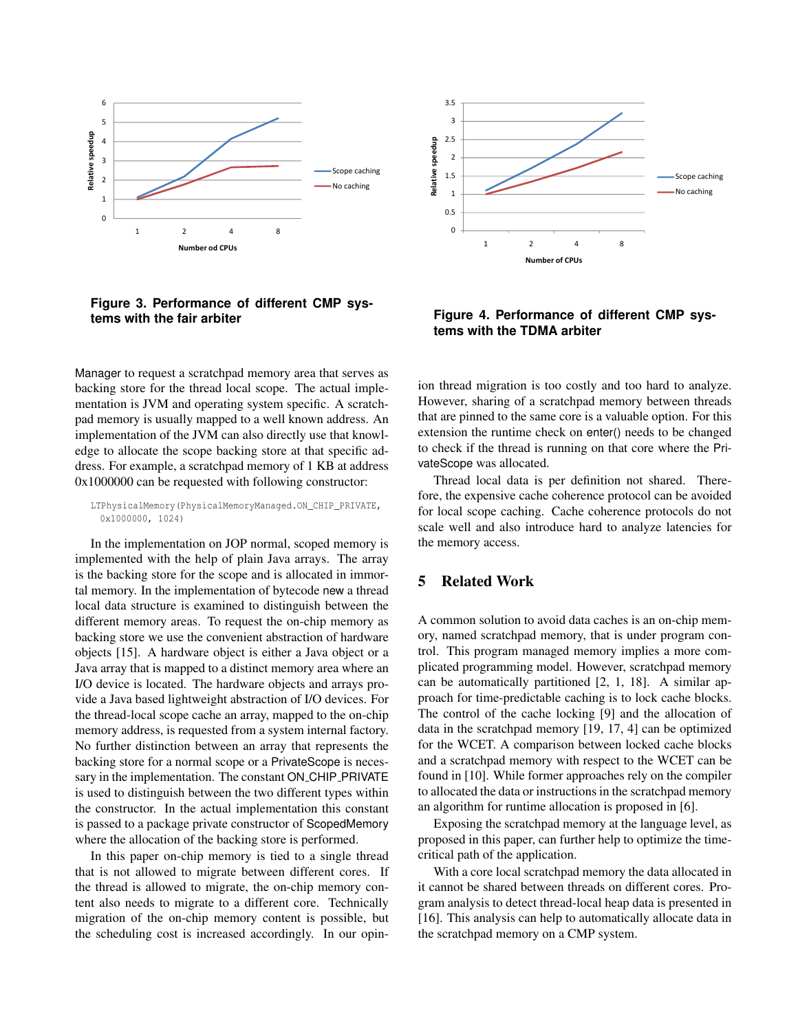Figure 3. Performance of different CMP systems with the fair arbiter

Figure 4. Performance of different CMP systems with the TDMA arbiter

Manager to request a scratchpad memory area that serves as backing store for the thread local scope. The actual implementation is JVM and operating system specific. A scratchpad memory is usually mapped to a well known address. An implementation of the JVM can also directly use that knowledge to allocate the scope backing store at that specific address. For example, a scratchpad memory of 1 KB at address 0x1000000 can be requested with following constructor:

```
LTPhysicalMemory(PhysicalMemoryManaged.ON_CHIP_PRIVATE,
  0x1000000, 1024)
```

In the implementation on JOP normal, scoped memory is implemented with the help of plain Java arrays. The array is the backing store for the scope and is allocated in immortal memory. In the implementation of bytecode new a thread local data structure is examined to distinguish between the different memory areas. To request the on-chip memory as backing store we use the convenient abstraction of hardware objects [15]. A hardware object is either a Java object or a Java array that is mapped to a distinct memory area where an I/O device is located. The hardware objects and arrays provide a Java based lightweight abstraction of I/O devices. For the thread-local scope cache an array, mapped to the on-chip memory address, is requested from a system internal factory. No further distinction between an array that represents the backing store for a normal scope or a PrivateScope is necessary in the implementation. The constant ON_CHIP_PRIVATE is used to distinguish between the two different types within the constructor. In the actual implementation this constant is passed to a package private constructor of ScopedMemory where the allocation of the backing store is performed.

In this paper on-chip memory is tied to a single thread that is not allowed to migrate between different cores. If the thread is allowed to migrate, the on-chip memory content also needs to migrate to a different core. Technically migration of the on-chip memory content is possible, but the scheduling cost is increased accordingly. In our opinion thread migration is too costly and too hard to analyze. However, sharing of a scratchpad memory between threads that are pinned to the same core is a valuable option. For this extension the runtime check on enter() needs to be changed to check if the thread is running on that core where the PrivateScope was allocated.

Thread local data is per definition not shared. Therefore, the expensive cache coherence protocol can be avoided for local scope caching. Cache coherence protocols do not scale well and also introduce hard to analyze latencies for the memory access.

## 5 Related Work

A common solution to avoid data caches is an on-chip memory, named scratchpad memory, that is under program control. This program managed memory implies a more complicated programming model. However, scratchpad memory can be automatically partitioned [2, 1, 18]. A similar approach for time-predictable caching is to lock cache blocks. The control of the cache locking [9] and the allocation of data in the scratchpad memory [19, 17, 4] can be optimized for the WCET. A comparison between locked cache blocks and a scratchpad memory with respect to the WCET can be found in [10]. While former approaches rely on the compiler to allocated the data or instructions in the scratchpad memory an algorithm for runtime allocation is proposed in [6].

Exposing the scratchpad memory at the language level, as proposed in this paper, can further help to optimize the time-critical path of the application.

With a core local scratchpad memory the data allocated in it cannot be shared between threads on different cores. Program analysis to detect thread-local heap data is presented in [16]. This analysis can help to automatically allocate data in the scratchpad memory on a CMP system.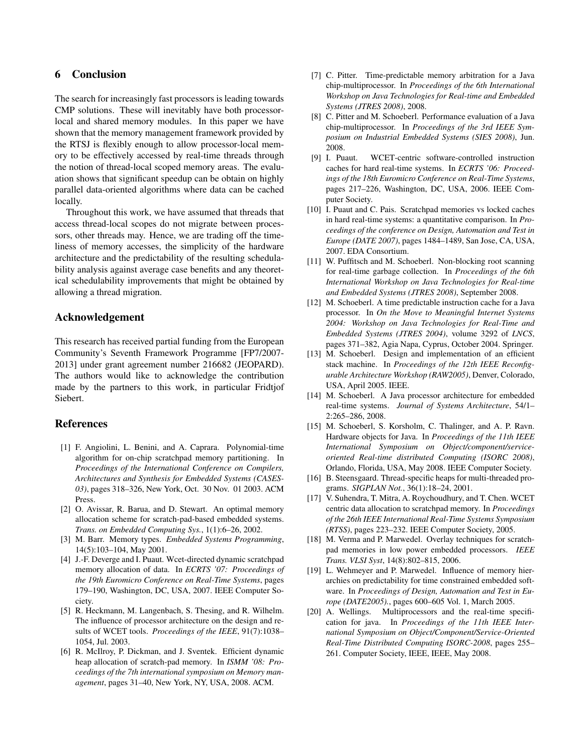## 6 Conclusion

The search for increasingly fast processors is leading towards CMP solutions. These will inevitably have both processor-local and shared memory modules. In this paper we have shown that the memory management framework provided by the RTSJ is flexibly enough to allow processor-local memory to be effectively accessed by real-time threads through the notion of thread-local scoped memory areas. The evaluation shows that significant speedup can be obtain on highly parallel data-oriented algorithms where data can be cached locally.

Throughout this work, we have assumed that threads that access thread-local scopes do not migrate between processors, other threads may. Hence, we are trading off the timeliness of memory accesses, the simplicity of the hardware architecture and the predictability of the resulting schedulability analysis against average case benefits and any theoretical schedulability improvements that might be obtained by allowing a thread migration.

## Acknowledgement

This research has received partial funding from the European Community's Seventh Framework Programme [FP7/2007-2013] under grant agreement number 216682 (JEOPARD). The authors would like to acknowledge the contribution made by the partners to this work, in particular Fridtjof Siebert.

## References

[1] F. Angiolini, L. Benini, and A. Caprara. Polynomial-time algorithm for on-chip scratchpad memory partitioning. In *Proceedings of the International Conference on Compilers, Architectures and Synthesis for Embedded Systems (CASES-03)*, pages 318–326, New York, Oct. 30 Nov. 01 2003. ACM Press.

[2] O. Avissar, R. Barua, and D. Stewart. An optimal memory allocation scheme for scratch-pad-based embedded systems. *Trans. on Embedded Computing Sys.*, 1(1):6–26, 2002.

[3] M. Barr. Memory types. *Embedded Systems Programming*, 14(5):103–104, May 2001.

[4] J.-F. Deverge and I. Puaut. Wcet-directed dynamic scratchpad memory allocation of data. In *ECRTS '07: Proceedings of the 19th Euromicro Conference on Real-Time Systems*, pages 179–190, Washington, DC, USA, 2007. IEEE Computer Society.

[5] R. Heckmann, M. Langenbach, S. Thesing, and R. Wilhelm. The influence of processor architecture on the design and results of WCET tools. *Proceedings of the IEEE*, 91(7):1038–1054, Jul. 2003.

[6] R. McIlroy, P. Dickman, and J. Sventek. Efficient dynamic heap allocation of scratch-pad memory. In *ISMM '08: Proceedings of the 7th international symposium on Memory management*, pages 31–40, New York, NY, USA, 2008. ACM.

[7] C. Pitter. Time-predictable memory arbitration for a Java chip-multiprocessor. In *Proceedings of the 6th International Workshop on Java Technologies for Real-time and Embedded Systems (JTRES 2008)*, 2008.

[8] C. Pitter and M. Schoeberl. Performance evaluation of a Java chip-multiprocessor. In *Proceedings of the 3rd IEEE Symposium on Industrial Embedded Systems (SIES 2008)*, Jun. 2008.

[9] I. Puaut. WCET-centric software-controlled instruction caches for hard real-time systems. In *ECRTS '06: Proceedings of the 18th Euromicro Conference on Real-Time Systems*, pages 217–226, Washington, DC, USA, 2006. IEEE Computer Society.

[10] I. Puaut and C. Pais. Scratchpad memories vs locked caches in hard real-time systems: a quantitative comparison. In *Proceedings of the conference on Design, Automation and Test in Europe (DATE 2007)*, pages 1484–1489, San Jose, CA, USA, 2007. EDA Consortium.

[11] W. Puffitsch and M. Schoeberl. Non-blocking root scanning for real-time garbage collection. In *Proceedings of the 6th International Workshop on Java Technologies for Real-time and Embedded Systems (JTRES 2008)*, September 2008.

[12] M. Schoeberl. A time predictable instruction cache for a Java processor. In *On the Move to Meaningful Internet Systems 2004: Workshop on Java Technologies for Real-Time and Embedded Systems (JTRES 2004)*, volume 3292 of *LNCS*, pages 371–382, Agia Napa, Cyprus, October 2004. Springer.

[13] M. Schoeberl. Design and implementation of an efficient stack machine. In *Proceedings of the 12th IEEE Reconfigurable Architecture Workshop (RAW2005)*, Denver, Colorado, USA, April 2005. IEEE.

[14] M. Schoeberl. A Java processor architecture for embedded real-time systems. *Journal of Systems Architecture*, 54/1–2:265–286, 2008.

[15] M. Schoeberl, S. Korsholm, C. Thalinger, and A. P. Ravn. Hardware objects for Java. In *Proceedings of the 11th IEEE International Symposium on Object/component/service-oriented Real-time distributed Computing (ISORC 2008)*, Orlando, Florida, USA, May 2008. IEEE Computer Society.

[16] B. Steensgaard. Thread-specific heaps for multi-threaded programs. *SIGPLAN Not.*, 36(1):18–24, 2001.

[17] V. Suhendra, T. Mitra, A. Roychoudhury, and T. Chen. WCET centric data allocation to scratchpad memory. In *Proceedings of the 26th IEEE International Real-Time Systems Symposium (RTSS)*, pages 223–232. IEEE Computer Society, 2005.

[18] M. Verma and P. Marwedel. Overlay techniques for scratchpad memories in low power embedded processors. *IEEE Trans. VLSI Syst*, 14(8):802–815, 2006.

[19] L. Wehmeyer and P. Marwedel. Influence of memory hierarchies on predictability for time constrained embedded software. In *Proceedings of Design, Automation and Test in Europe (DATE2005).*, pages 600–605 Vol. 1, March 2005.

[20] A. Wellings. Multiprocessors and the real-time specification for java. In *Proceedings of the 11th IEEE International Symposium on Object/Component/Service-Oriented Real-Time Distributed Computing ISORC-2008*, pages 255–261. Computer Society, IEEE, IEEE, May 2008.